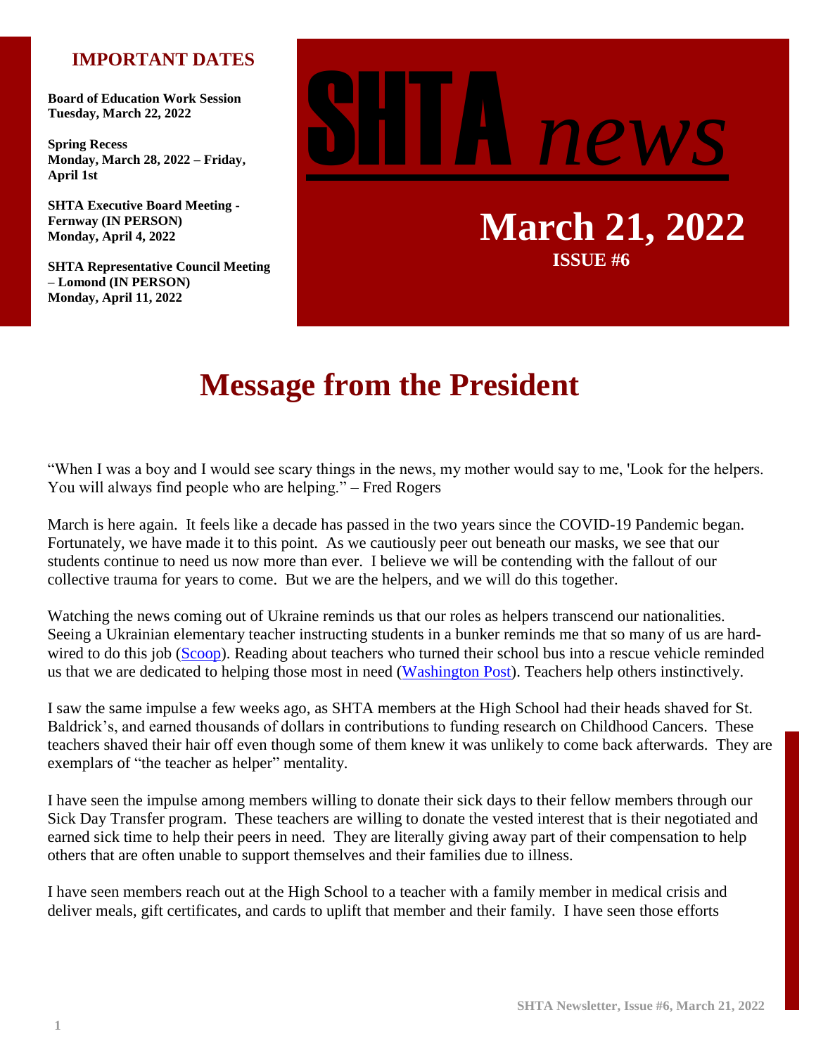# SHTA *news*

## March 21, 2022

**ISSUE #6**

### IMPORTANT DATES

**Board of Education Work Session**
**Tuesday, March 22, 2022**

**Spring Recess**
**Monday, March 28, 2022 – Friday, April 1st**

**SHTA Executive Board Meeting - Fernway (IN PERSON)**
**Monday, April 4, 2022**

**SHTA Representative Council Meeting – Lomond (IN PERSON)**
**Monday, April 11, 2022**

# Message from the President

"When I was a boy and I would see scary things in the news, my mother would say to me, 'Look for the helpers. You will always find people who are helping." – Fred Rogers

March is here again. It feels like a decade has passed in the two years since the COVID-19 Pandemic began. Fortunately, we have made it to this point. As we cautiously peer out beneath our masks, we see that our students continue to need us now more than ever. I believe we will be contending with the fallout of our collective trauma for years to come. But we are the helpers, and we will do this together.

Watching the news coming out of Ukraine reminds us that our roles as helpers transcend our nationalities. Seeing a Ukrainian elementary teacher instructing students in a bunker reminds me that so many of us are hard-wired to do this job (Scoop). Reading about teachers who turned their school bus into a rescue vehicle reminded us that we are dedicated to helping those most in need (Washington Post). Teachers help others instinctively.

I saw the same impulse a few weeks ago, as SHTA members at the High School had their heads shaved for St. Baldrick's, and earned thousands of dollars in contributions to funding research on Childhood Cancers. These teachers shaved their hair off even though some of them knew it was unlikely to come back afterwards. They are exemplars of "the teacher as helper" mentality.

I have seen the impulse among members willing to donate their sick days to their fellow members through our Sick Day Transfer program. These teachers are willing to donate the vested interest that is their negotiated and earned sick time to help their peers in need. They are literally giving away part of their compensation to help others that are often unable to support themselves and their families due to illness.

I have seen members reach out at the High School to a teacher with a family member in medical crisis and deliver meals, gift certificates, and cards to uplift that member and their family. I have seen those efforts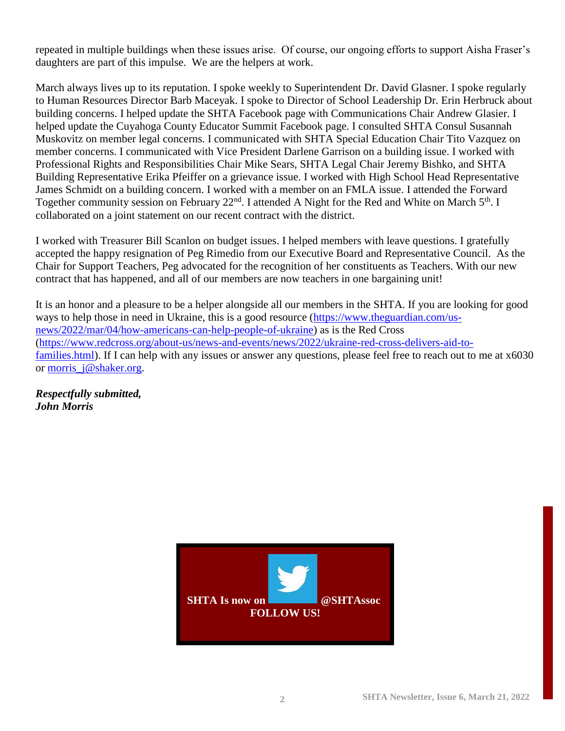repeated in multiple buildings when these issues arise. Of course, our ongoing efforts to support Aisha Fraser's daughters are part of this impulse. We are the helpers at work.

March always lives up to its reputation. I spoke weekly to Superintendent Dr. David Glasner. I spoke regularly to Human Resources Director Barb Maceyak. I spoke to Director of School Leadership Dr. Erin Herbruck about building concerns. I helped update the SHTA Facebook page with Communications Chair Andrew Glasier. I helped update the Cuyahoga County Educator Summit Facebook page. I consulted SHTA Consul Susannah Muskovitz on member legal concerns. I communicated with SHTA Special Education Chair Tito Vazquez on member concerns. I communicated with Vice President Darlene Garrison on a building issue. I worked with Professional Rights and Responsibilities Chair Mike Sears, SHTA Legal Chair Jeremy Bishko, and SHTA Building Representative Erika Pfeiffer on a grievance issue. I worked with High School Head Representative James Schmidt on a building concern. I worked with a member on an FMLA issue. I attended the Forward Together community session on February 22nd. I attended A Night for the Red and White on March 5th. I collaborated on a joint statement on our recent contract with the district.

I worked with Treasurer Bill Scanlon on budget issues. I helped members with leave questions. I gratefully accepted the happy resignation of Peg Rimedio from our Executive Board and Representative Council. As the Chair for Support Teachers, Peg advocated for the recognition of her constituents as Teachers. With our new contract that has happened, and all of our members are now teachers in one bargaining unit!

It is an honor and a pleasure to be a helper alongside all our members in the SHTA. If you are looking for good ways to help those in need in Ukraine, this is a good resource (https://www.theguardian.com/us-news/2022/mar/04/how-americans-can-help-people-of-ukraine) as is the Red Cross (https://www.redcross.org/about-us/news-and-events/news/2022/ukraine-red-cross-delivers-aid-to-families.html). If I can help with any issues or answer any questions, please feel free to reach out to me at x6030 or morris_j@shaker.org.

***Respectfully submitted,***
***John Morris***

**SHTA Is now on [Twitter] @SHTAssoc**
**FOLLOW US!**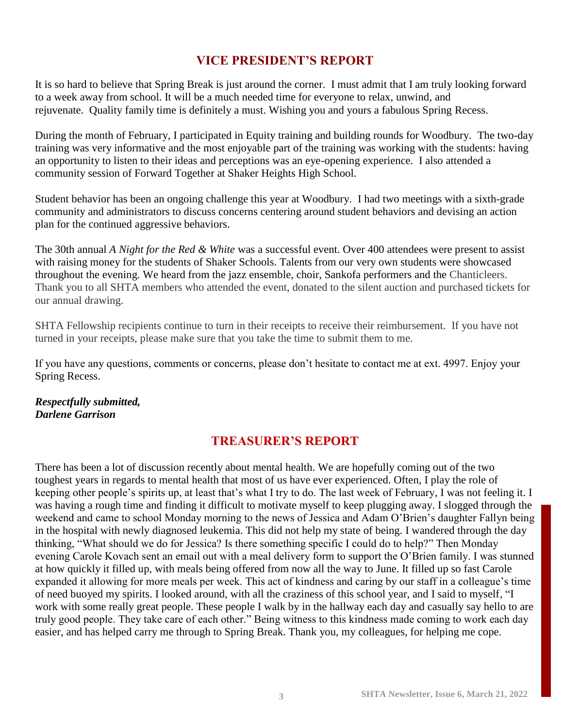## VICE PRESIDENT'S REPORT

It is so hard to believe that Spring Break is just around the corner. I must admit that I am truly looking forward to a week away from school. It will be a much needed time for everyone to relax, unwind, and rejuvenate. Quality family time is definitely a must. Wishing you and yours a fabulous Spring Recess.

During the month of February, I participated in Equity training and building rounds for Woodbury. The two-day training was very informative and the most enjoyable part of the training was working with the students: having an opportunity to listen to their ideas and perceptions was an eye-opening experience. I also attended a community session of Forward Together at Shaker Heights High School.

Student behavior has been an ongoing challenge this year at Woodbury. I had two meetings with a sixth-grade community and administrators to discuss concerns centering around student behaviors and devising an action plan for the continued aggressive behaviors.

The 30th annual *A Night for the Red & White* was a successful event. Over 400 attendees were present to assist with raising money for the students of Shaker Schools. Talents from our very own students were showcased throughout the evening. We heard from the jazz ensemble, choir, Sankofa performers and the Chanticleers. Thank you to all SHTA members who attended the event, donated to the silent auction and purchased tickets for our annual drawing.

SHTA Fellowship recipients continue to turn in their receipts to receive their reimbursement. If you have not turned in your receipts, please make sure that you take the time to submit them to me.

If you have any questions, comments or concerns, please don't hesitate to contact me at ext. 4997. Enjoy your Spring Recess.

***Respectfully submitted,***
***Darlene Garrison***

## TREASURER'S REPORT

There has been a lot of discussion recently about mental health. We are hopefully coming out of the two toughest years in regards to mental health that most of us have ever experienced. Often, I play the role of keeping other people's spirits up, at least that's what I try to do. The last week of February, I was not feeling it. I was having a rough time and finding it difficult to motivate myself to keep plugging away. I slogged through the weekend and came to school Monday morning to the news of Jessica and Adam O'Brien's daughter Fallyn being in the hospital with newly diagnosed leukemia. This did not help my state of being. I wandered through the day thinking, "What should we do for Jessica? Is there something specific I could do to help?" Then Monday evening Carole Kovach sent an email out with a meal delivery form to support the O'Brien family. I was stunned at how quickly it filled up, with meals being offered from now all the way to June. It filled up so fast Carole expanded it allowing for more meals per week. This act of kindness and caring by our staff in a colleague's time of need buoyed my spirits. I looked around, with all the craziness of this school year, and I said to myself, "I work with some really great people. These people I walk by in the hallway each day and casually say hello to are truly good people. They take care of each other." Being witness to this kindness made coming to work each day easier, and has helped carry me through to Spring Break. Thank you, my colleagues, for helping me cope.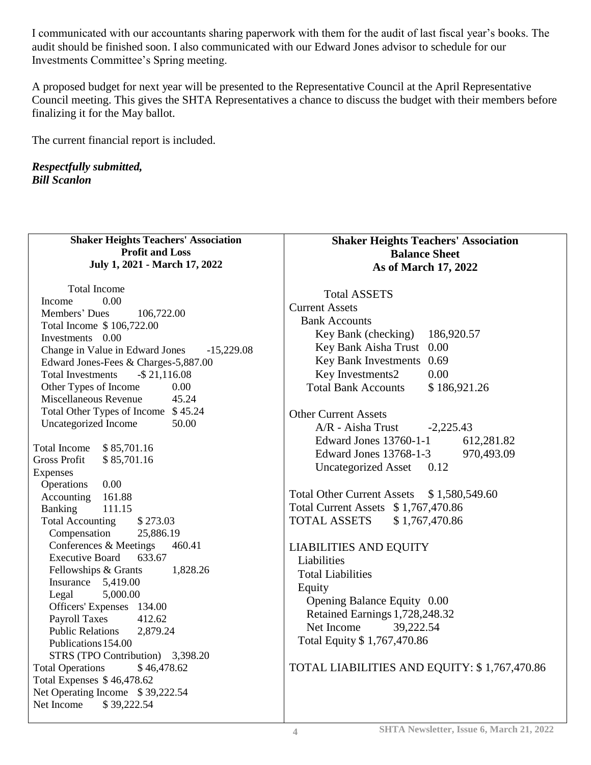I communicated with our accountants sharing paperwork with them for the audit of last fiscal year's books. The audit should be finished soon. I also communicated with our Edward Jones advisor to schedule for our Investments Committee's Spring meeting.

A proposed budget for next year will be presented to the Representative Council at the April Representative Council meeting. This gives the SHTA Representatives a chance to discuss the budget with their members before finalizing it for the May ballot.

The current financial report is included.

***Respectfully submitted,***
***Bill Scanlon***

**Shaker Heights Teachers' Association**
**Profit and Loss**
**July 1, 2021 - March 17, 2022**

Total Income
Income 0.00
Members' Dues 106,722.00
Total Income $ 106,722.00
Investments 0.00
Change in Value in Edward Jones -15,229.08
Edward Jones-Fees & Charges-5,887.00
Total Investments -$ 21,116.08
Other Types of Income 0.00
Miscellaneous Revenue 45.24
Total Other Types of Income $ 45.24
Uncategorized Income 50.00

Total Income $ 85,701.16
Gross Profit $ 85,701.16
Expenses
Operations 0.00
Accounting 161.88
Banking 111.15
Total Accounting $ 273.03
Compensation 25,886.19
Conferences & Meetings 460.41
Executive Board 633.67
Fellowships & Grants 1,828.26
Insurance 5,419.00
Legal 5,000.00
Officers' Expenses 134.00
Payroll Taxes 412.62
Public Relations 2,879.24
Publications 154.00
STRS (TPO Contribution) 3,398.20
Total Operations $ 46,478.62
Total Expenses $ 46,478.62
Net Operating Income $ 39,222.54
Net Income $ 39,222.54

**Shaker Heights Teachers' Association**
**Balance Sheet**
**As of March 17, 2022**

Total ASSETS
Current Assets
Bank Accounts
Key Bank (checking) 186,920.57
Key Bank Aisha Trust 0.00
Key Bank Investments 0.69
Key Investments2 0.00
Total Bank Accounts $ 186,921.26

Other Current Assets
A/R - Aisha Trust -2,225.43
Edward Jones 13760-1-1 612,281.82
Edward Jones 13768-1-3 970,493.09
Uncategorized Asset 0.12

Total Other Current Assets $ 1,580,549.60
Total Current Assets $ 1,767,470.86
TOTAL ASSETS $ 1,767,470.86

LIABILITIES AND EQUITY
Liabilities
Total Liabilities
Equity
Opening Balance Equity 0.00
Retained Earnings 1,728,248.32
Net Income 39,222.54
Total Equity $ 1,767,470.86

TOTAL LIABILITIES AND EQUITY: $ 1,767,470.86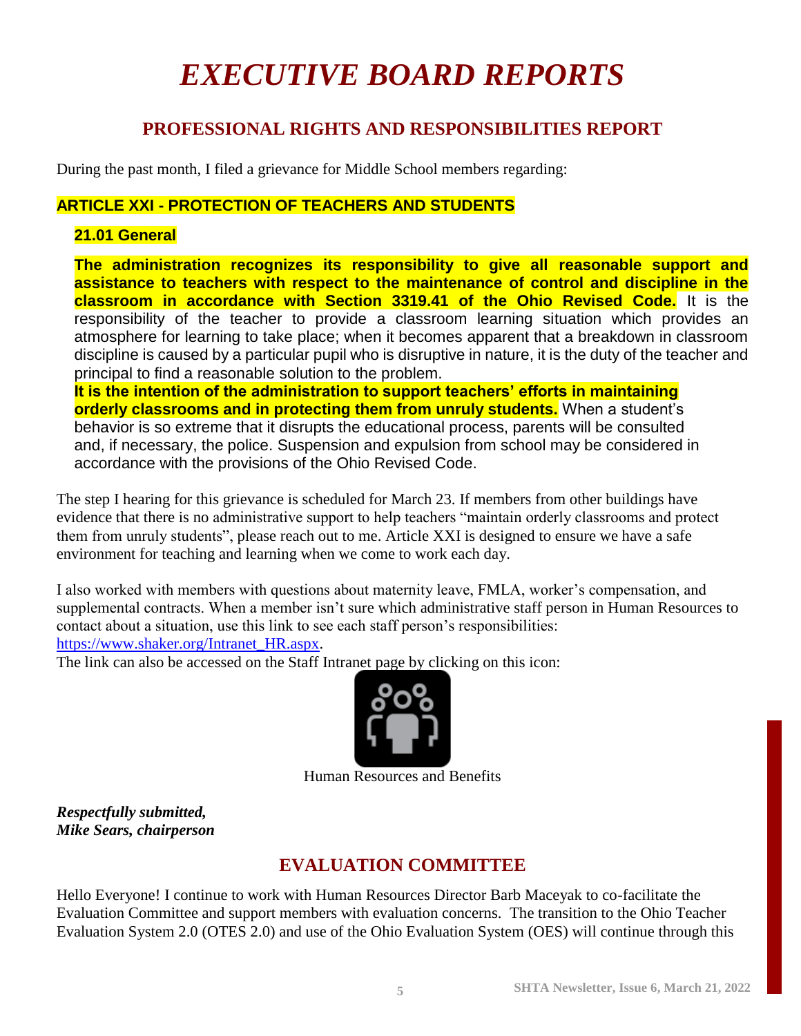# *EXECUTIVE BOARD REPORTS*

## PROFESSIONAL RIGHTS AND RESPONSIBILITIES REPORT

During the past month, I filed a grievance for Middle School members regarding:

**ARTICLE XXI - PROTECTION OF TEACHERS AND STUDENTS**

**21.01 General**

**The administration recognizes its responsibility to give all reasonable support and assistance to teachers with respect to the maintenance of control and discipline in the classroom in accordance with Section 3319.41 of the Ohio Revised Code.** It is the responsibility of the teacher to provide a classroom learning situation which provides an atmosphere for learning to take place; when it becomes apparent that a breakdown in classroom discipline is caused by a particular pupil who is disruptive in nature, it is the duty of the teacher and principal to find a reasonable solution to the problem.
**It is the intention of the administration to support teachers' efforts in maintaining orderly classrooms and in protecting them from unruly students.** When a student's behavior is so extreme that it disrupts the educational process, parents will be consulted and, if necessary, the police. Suspension and expulsion from school may be considered in accordance with the provisions of the Ohio Revised Code.

The step I hearing for this grievance is scheduled for March 23. If members from other buildings have evidence that there is no administrative support to help teachers "maintain orderly classrooms and protect them from unruly students", please reach out to me. Article XXI is designed to ensure we have a safe environment for teaching and learning when we come to work each day.

I also worked with members with questions about maternity leave, FMLA, worker's compensation, and supplemental contracts. When a member isn't sure which administrative staff person in Human Resources to contact about a situation, use this link to see each staff person's responsibilities: https://www.shaker.org/Intranet_HR.aspx.
The link can also be accessed on the Staff Intranet page by clicking on this icon:

Human Resources and Benefits

***Respectfully submitted,***
***Mike Sears, chairperson***

## EVALUATION COMMITTEE

Hello Everyone! I continue to work with Human Resources Director Barb Maceyak to co-facilitate the Evaluation Committee and support members with evaluation concerns. The transition to the Ohio Teacher Evaluation System 2.0 (OTES 2.0) and use of the Ohio Evaluation System (OES) will continue through this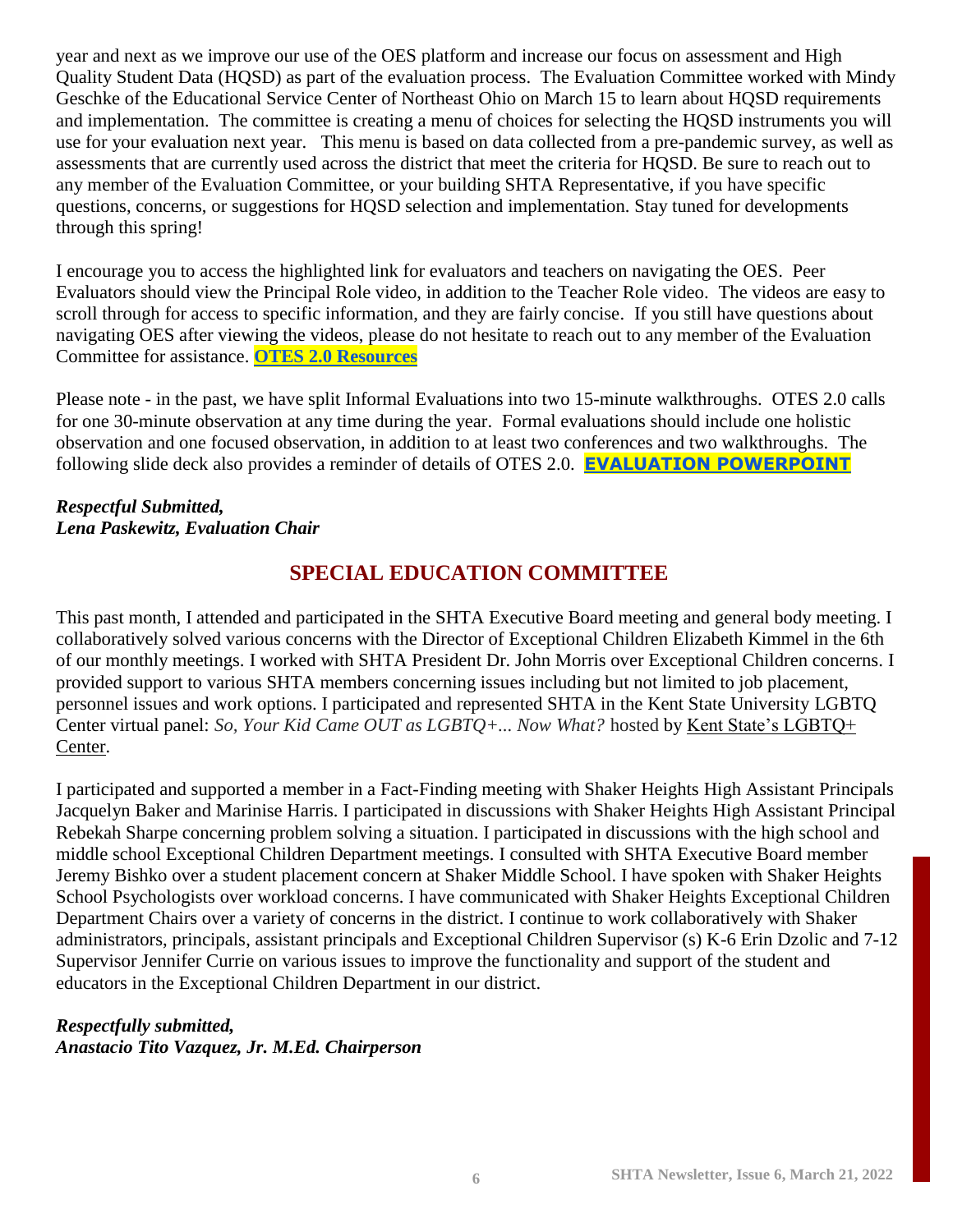year and next as we improve our use of the OES platform and increase our focus on assessment and High Quality Student Data (HQSD) as part of the evaluation process. The Evaluation Committee worked with Mindy Geschke of the Educational Service Center of Northeast Ohio on March 15 to learn about HQSD requirements and implementation. The committee is creating a menu of choices for selecting the HQSD instruments you will use for your evaluation next year. This menu is based on data collected from a pre-pandemic survey, as well as assessments that are currently used across the district that meet the criteria for HQSD. Be sure to reach out to any member of the Evaluation Committee, or your building SHTA Representative, if you have specific questions, concerns, or suggestions for HQSD selection and implementation. Stay tuned for developments through this spring!

I encourage you to access the highlighted link for evaluators and teachers on navigating the OES. Peer Evaluators should view the Principal Role video, in addition to the Teacher Role video. The videos are easy to scroll through for access to specific information, and they are fairly concise. If you still have questions about navigating OES after viewing the videos, please do not hesitate to reach out to any member of the Evaluation Committee for assistance. **OTES 2.0 Resources**

Please note - in the past, we have split Informal Evaluations into two 15-minute walkthroughs. OTES 2.0 calls for one 30-minute observation at any time during the year. Formal evaluations should include one holistic observation and one focused observation, in addition to at least two conferences and two walkthroughs. The following slide deck also provides a reminder of details of OTES 2.0. **EVALUATION POWERPOINT**

***Respectful Submitted,***
***Lena Paskewitz, Evaluation Chair***

## SPECIAL EDUCATION COMMITTEE

This past month, I attended and participated in the SHTA Executive Board meeting and general body meeting. I collaboratively solved various concerns with the Director of Exceptional Children Elizabeth Kimmel in the 6th of our monthly meetings. I worked with SHTA President Dr. John Morris over Exceptional Children concerns. I provided support to various SHTA members concerning issues including but not limited to job placement, personnel issues and work options. I participated and represented SHTA in the Kent State University LGBTQ Center virtual panel: *So, Your Kid Came OUT as LGBTQ+... Now What?* hosted by Kent State's LGBTQ+ Center.

I participated and supported a member in a Fact-Finding meeting with Shaker Heights High Assistant Principals Jacquelyn Baker and Marinise Harris. I participated in discussions with Shaker Heights High Assistant Principal Rebekah Sharpe concerning problem solving a situation. I participated in discussions with the high school and middle school Exceptional Children Department meetings. I consulted with SHTA Executive Board member Jeremy Bishko over a student placement concern at Shaker Middle School. I have spoken with Shaker Heights School Psychologists over workload concerns. I have communicated with Shaker Heights Exceptional Children Department Chairs over a variety of concerns in the district. I continue to work collaboratively with Shaker administrators, principals, assistant principals and Exceptional Children Supervisor (s) K-6 Erin Dzolic and 7-12 Supervisor Jennifer Currie on various issues to improve the functionality and support of the student and educators in the Exceptional Children Department in our district.

***Respectfully submitted,***
***Anastacio Tito Vazquez, Jr. M.Ed. Chairperson***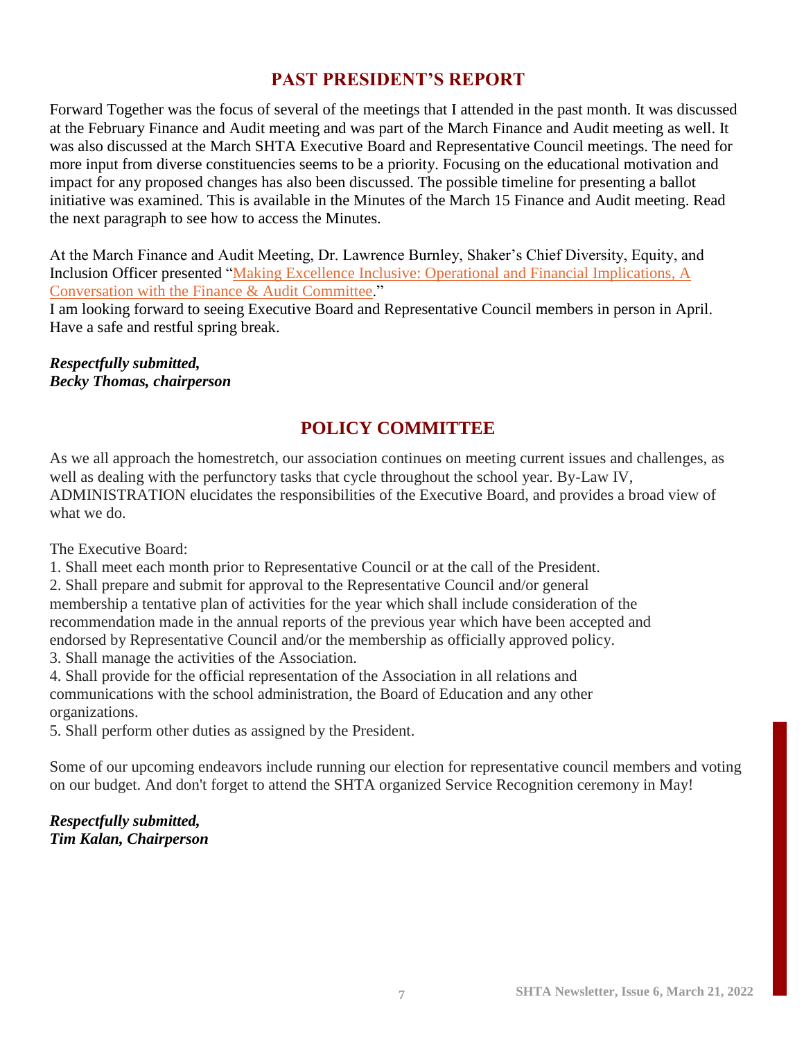## PAST PRESIDENT'S REPORT

Forward Together was the focus of several of the meetings that I attended in the past month. It was discussed at the February Finance and Audit meeting and was part of the March Finance and Audit meeting as well. It was also discussed at the March SHTA Executive Board and Representative Council meetings. The need for more input from diverse constituencies seems to be a priority. Focusing on the educational motivation and impact for any proposed changes has also been discussed. The possible timeline for presenting a ballot initiative was examined. This is available in the Minutes of the March 15 Finance and Audit meeting. Read the next paragraph to see how to access the Minutes.

At the March Finance and Audit Meeting, Dr. Lawrence Burnley, Shaker's Chief Diversity, Equity, and Inclusion Officer presented "Making Excellence Inclusive: Operational and Financial Implications, A Conversation with the Finance & Audit Committee."

I am looking forward to seeing Executive Board and Representative Council members in person in April. Have a safe and restful spring break.

***Respectfully submitted,***
***Becky Thomas, chairperson***

## POLICY COMMITTEE

As we all approach the homestretch, our association continues on meeting current issues and challenges, as well as dealing with the perfunctory tasks that cycle throughout the school year. By-Law IV, ADMINISTRATION elucidates the responsibilities of the Executive Board, and provides a broad view of what we do.

The Executive Board:

1. Shall meet each month prior to Representative Council or at the call of the President.
2. Shall prepare and submit for approval to the Representative Council and/or general membership a tentative plan of activities for the year which shall include consideration of the recommendation made in the annual reports of the previous year which have been accepted and endorsed by Representative Council and/or the membership as officially approved policy.
3. Shall manage the activities of the Association.
4. Shall provide for the official representation of the Association in all relations and communications with the school administration, the Board of Education and any other organizations.
5. Shall perform other duties as assigned by the President.

Some of our upcoming endeavors include running our election for representative council members and voting on our budget. And don't forget to attend the SHTA organized Service Recognition ceremony in May!

***Respectfully submitted,***
***Tim Kalan, Chairperson***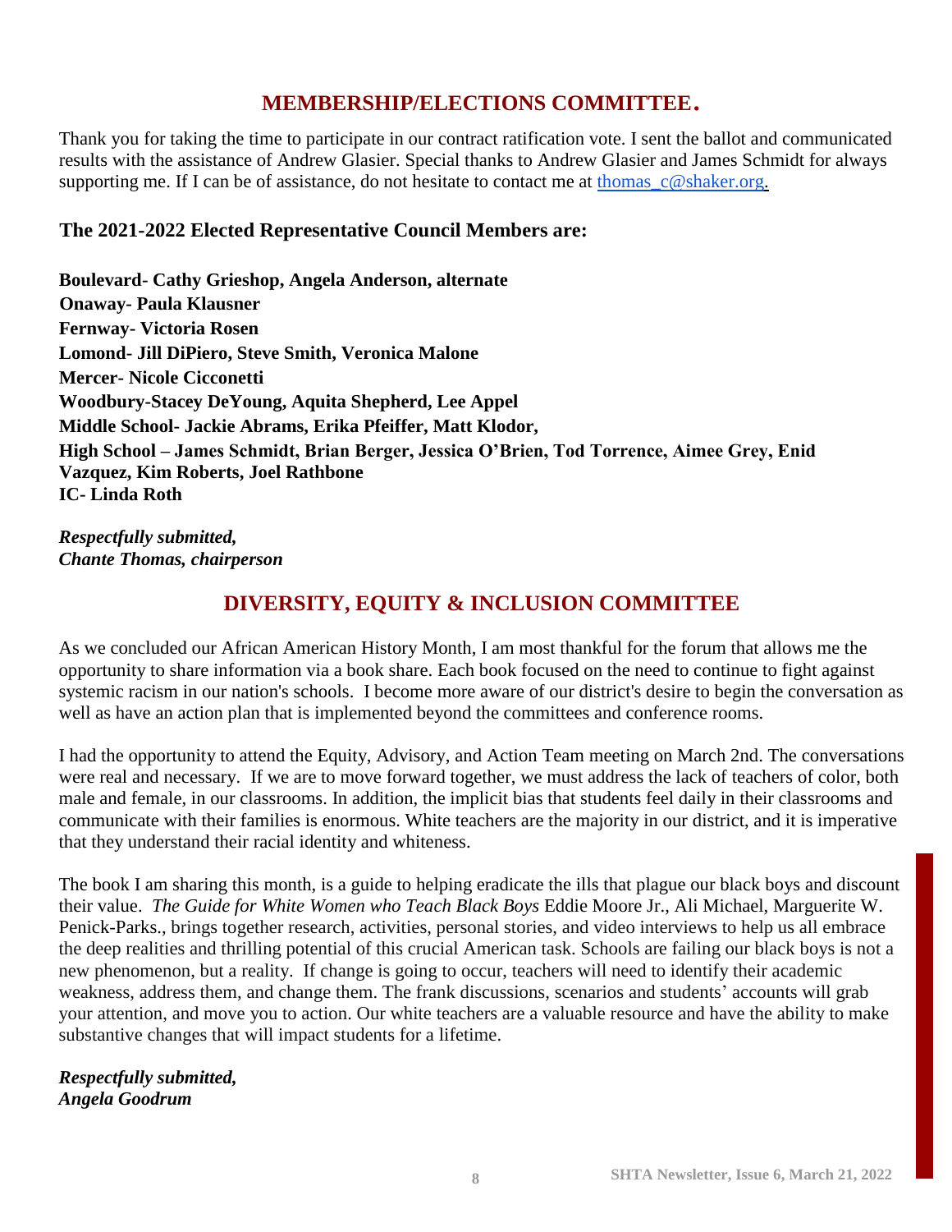## MEMBERSHIP/ELECTIONS COMMITTEE.

Thank you for taking the time to participate in our contract ratification vote. I sent the ballot and communicated results with the assistance of Andrew Glasier. Special thanks to Andrew Glasier and James Schmidt for always supporting me. If I can be of assistance, do not hesitate to contact me at thomas_c@shaker.org.

### The 2021-2022 Elected Representative Council Members are:

**Boulevard- Cathy Grieshop, Angela Anderson, alternate**
**Onaway- Paula Klausner**
**Fernway- Victoria Rosen**
**Lomond- Jill DiPiero, Steve Smith, Veronica Malone**
**Mercer- Nicole Cicconetti**
**Woodbury-Stacey DeYoung, Aquita Shepherd, Lee Appel**
**Middle School- Jackie Abrams, Erika Pfeiffer, Matt Klodor,**
**High School – James Schmidt, Brian Berger, Jessica O'Brien, Tod Torrence, Aimee Grey, Enid Vazquez, Kim Roberts, Joel Rathbone**
**IC- Linda Roth**

***Respectfully submitted,***
***Chante Thomas, chairperson***

## DIVERSITY, EQUITY & INCLUSION COMMITTEE

As we concluded our African American History Month, I am most thankful for the forum that allows me the opportunity to share information via a book share. Each book focused on the need to continue to fight against systemic racism in our nation's schools. I become more aware of our district's desire to begin the conversation as well as have an action plan that is implemented beyond the committees and conference rooms.

I had the opportunity to attend the Equity, Advisory, and Action Team meeting on March 2nd. The conversations were real and necessary. If we are to move forward together, we must address the lack of teachers of color, both male and female, in our classrooms. In addition, the implicit bias that students feel daily in their classrooms and communicate with their families is enormous. White teachers are the majority in our district, and it is imperative that they understand their racial identity and whiteness.

The book I am sharing this month, is a guide to helping eradicate the ills that plague our black boys and discount their value. *The Guide for White Women who Teach Black Boys* Eddie Moore Jr., Ali Michael, Marguerite W. Penick-Parks., brings together research, activities, personal stories, and video interviews to help us all embrace the deep realities and thrilling potential of this crucial American task. Schools are failing our black boys is not a new phenomenon, but a reality. If change is going to occur, teachers will need to identify their academic weakness, address them, and change them. The frank discussions, scenarios and students' accounts will grab your attention, and move you to action. Our white teachers are a valuable resource and have the ability to make substantive changes that will impact students for a lifetime.

***Respectfully submitted,***
***Angela Goodrum***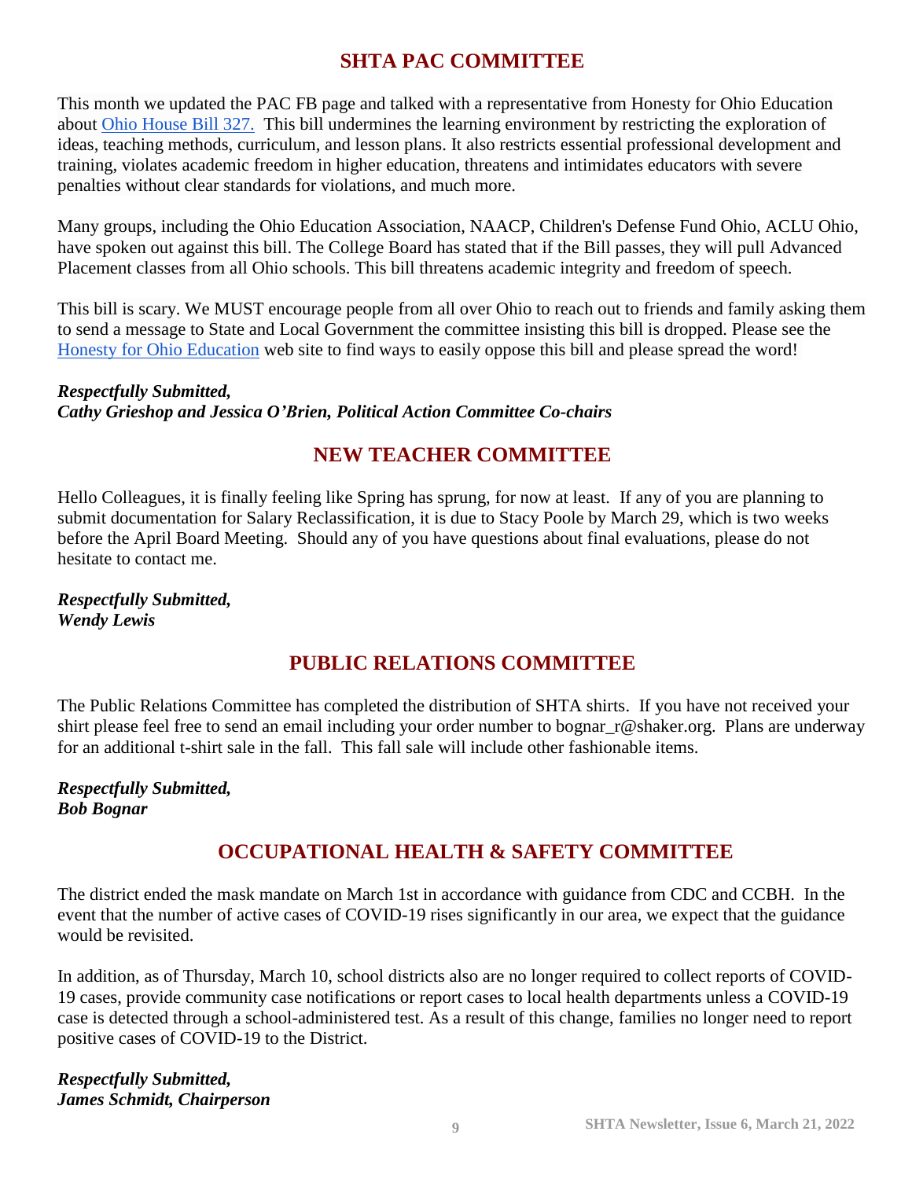## SHTA PAC COMMITTEE

This month we updated the PAC FB page and talked with a representative from Honesty for Ohio Education about Ohio House Bill 327. This bill undermines the learning environment by restricting the exploration of ideas, teaching methods, curriculum, and lesson plans. It also restricts essential professional development and training, violates academic freedom in higher education, threatens and intimidates educators with severe penalties without clear standards for violations, and much more.

Many groups, including the Ohio Education Association, NAACP, Children's Defense Fund Ohio, ACLU Ohio, have spoken out against this bill. The College Board has stated that if the Bill passes, they will pull Advanced Placement classes from all Ohio schools. This bill threatens academic integrity and freedom of speech.

This bill is scary. We MUST encourage people from all over Ohio to reach out to friends and family asking them to send a message to State and Local Government the committee insisting this bill is dropped. Please see the Honesty for Ohio Education web site to find ways to easily oppose this bill and please spread the word!

***Respectfully Submitted,***
***Cathy Grieshop and Jessica O'Brien, Political Action Committee Co-chairs***

## NEW TEACHER COMMITTEE

Hello Colleagues, it is finally feeling like Spring has sprung, for now at least. If any of you are planning to submit documentation for Salary Reclassification, it is due to Stacy Poole by March 29, which is two weeks before the April Board Meeting. Should any of you have questions about final evaluations, please do not hesitate to contact me.

***Respectfully Submitted,***
***Wendy Lewis***

## PUBLIC RELATIONS COMMITTEE

The Public Relations Committee has completed the distribution of SHTA shirts. If you have not received your shirt please feel free to send an email including your order number to bognar_r@shaker.org. Plans are underway for an additional t-shirt sale in the fall. This fall sale will include other fashionable items.

***Respectfully Submitted,***
***Bob Bognar***

## OCCUPATIONAL HEALTH & SAFETY COMMITTEE

The district ended the mask mandate on March 1st in accordance with guidance from CDC and CCBH. In the event that the number of active cases of COVID-19 rises significantly in our area, we expect that the guidance would be revisited.

In addition, as of Thursday, March 10, school districts also are no longer required to collect reports of COVID-19 cases, provide community case notifications or report cases to local health departments unless a COVID-19 case is detected through a school-administered test. As a result of this change, families no longer need to report positive cases of COVID-19 to the District.

***Respectfully Submitted,***
***James Schmidt, Chairperson***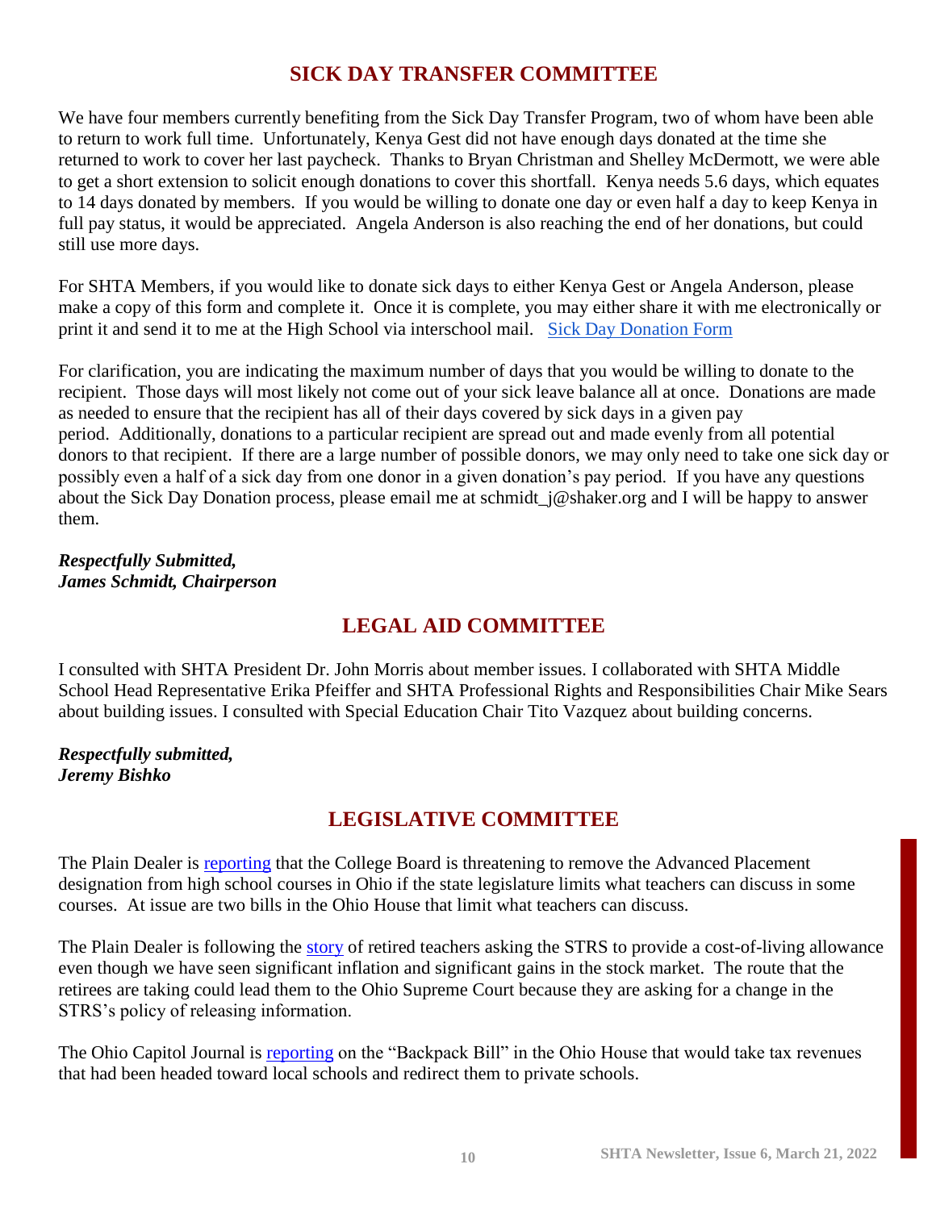## SICK DAY TRANSFER COMMITTEE

We have four members currently benefiting from the Sick Day Transfer Program, two of whom have been able to return to work full time. Unfortunately, Kenya Gest did not have enough days donated at the time she returned to work to cover her last paycheck. Thanks to Bryan Christman and Shelley McDermott, we were able to get a short extension to solicit enough donations to cover this shortfall. Kenya needs 5.6 days, which equates to 14 days donated by members. If you would be willing to donate one day or even half a day to keep Kenya in full pay status, it would be appreciated. Angela Anderson is also reaching the end of her donations, but could still use more days.

For SHTA Members, if you would like to donate sick days to either Kenya Gest or Angela Anderson, please make a copy of this form and complete it. Once it is complete, you may either share it with me electronically or print it and send it to me at the High School via interschool mail. [Sick Day Donation Form]

For clarification, you are indicating the maximum number of days that you would be willing to donate to the recipient. Those days will most likely not come out of your sick leave balance all at once. Donations are made as needed to ensure that the recipient has all of their days covered by sick days in a given pay period. Additionally, donations to a particular recipient are spread out and made evenly from all potential donors to that recipient. If there are a large number of possible donors, we may only need to take one sick day or possibly even a half of a sick day from one donor in a given donation's pay period. If you have any questions about the Sick Day Donation process, please email me at schmidt_j@shaker.org and I will be happy to answer them.

***Respectfully Submitted,***
***James Schmidt, Chairperson***

## LEGAL AID COMMITTEE

I consulted with SHTA President Dr. John Morris about member issues. I collaborated with SHTA Middle School Head Representative Erika Pfeiffer and SHTA Professional Rights and Responsibilities Chair Mike Sears about building issues. I consulted with Special Education Chair Tito Vazquez about building concerns.

***Respectfully submitted,***
***Jeremy Bishko***

## LEGISLATIVE COMMITTEE

The Plain Dealer is reporting that the College Board is threatening to remove the Advanced Placement designation from high school courses in Ohio if the state legislature limits what teachers can discuss in some courses. At issue are two bills in the Ohio House that limit what teachers can discuss.

The Plain Dealer is following the story of retired teachers asking the STRS to provide a cost-of-living allowance even though we have seen significant inflation and significant gains in the stock market. The route that the retirees are taking could lead them to the Ohio Supreme Court because they are asking for a change in the STRS's policy of releasing information.

The Ohio Capitol Journal is reporting on the "Backpack Bill" in the Ohio House that would take tax revenues that had been headed toward local schools and redirect them to private schools.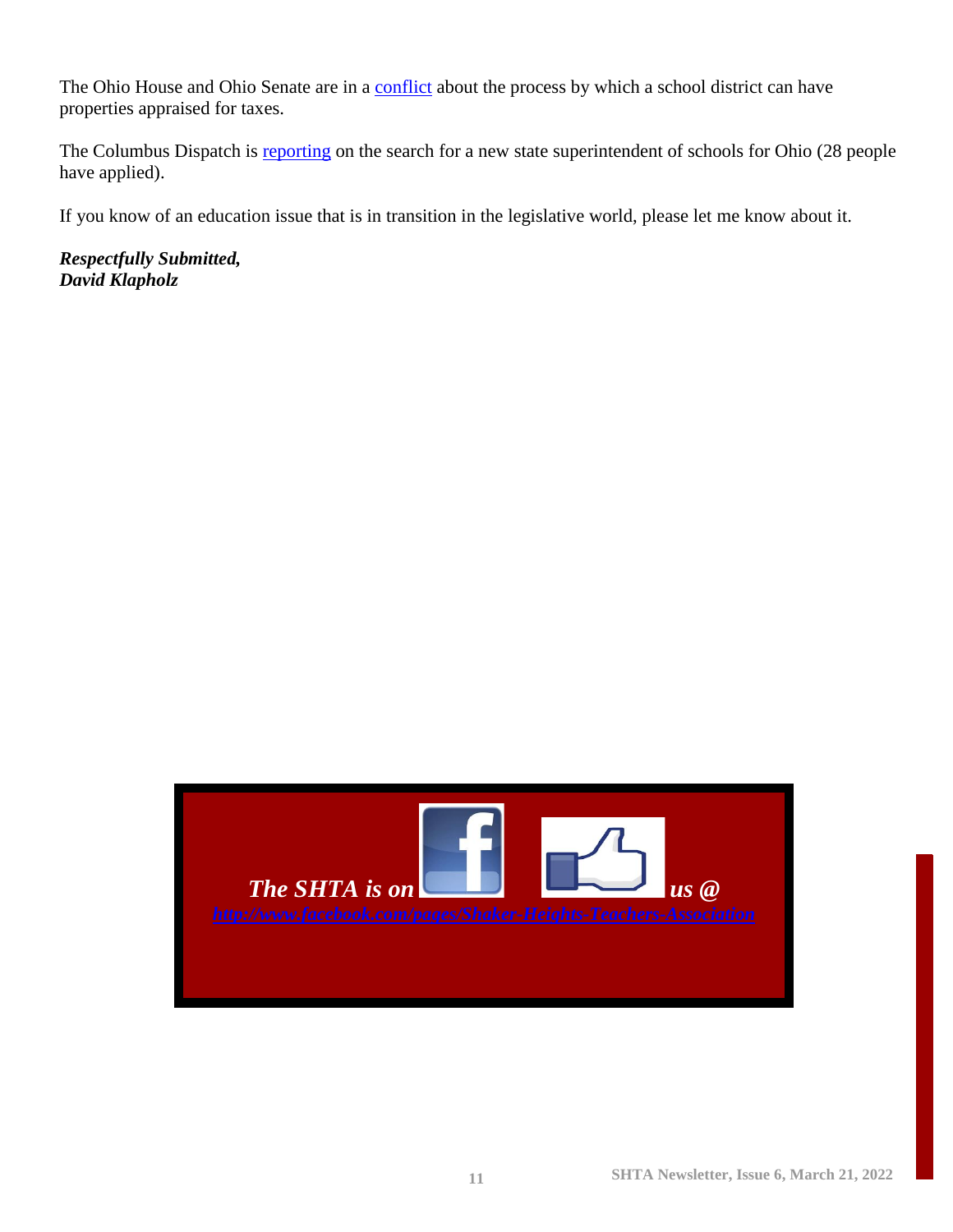The Ohio House and Ohio Senate are in a conflict about the process by which a school district can have properties appraised for taxes.

The Columbus Dispatch is reporting on the search for a new state superintendent of schools for Ohio (28 people have applied).

If you know of an education issue that is in transition in the legislative world, please let me know about it.

***Respectfully Submitted,***
***David Klapholz***

***The SHTA is on*** ***us @***
***http://www.facebook.com/pages/Shaker-Heights-Teachers-Association***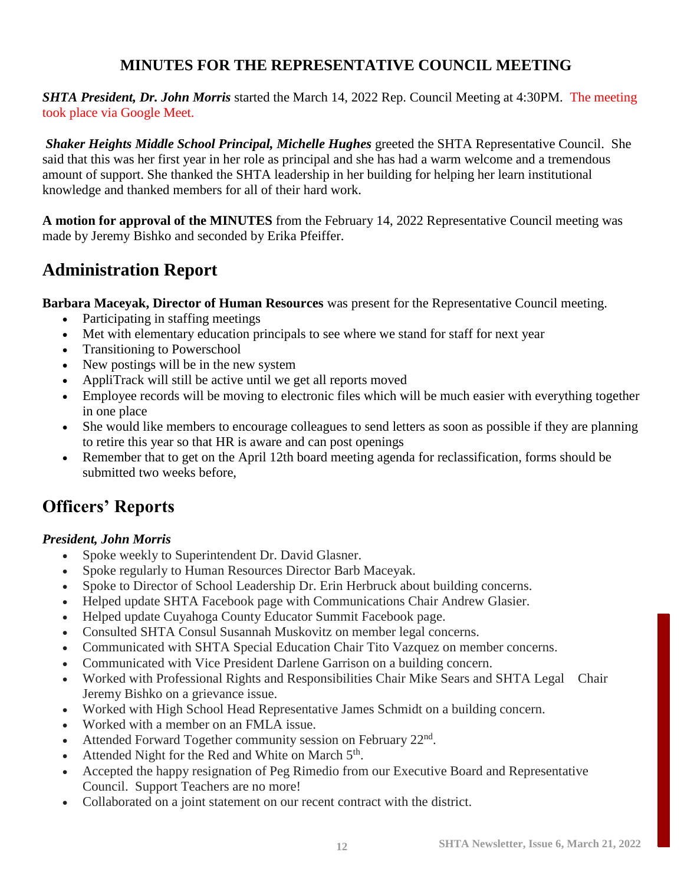# MINUTES FOR THE REPRESENTATIVE COUNCIL MEETING

***SHTA President, Dr. John Morris*** started the March 14, 2022 Rep. Council Meeting at 4:30PM. The meeting took place via Google Meet.

***Shaker Heights Middle School Principal, Michelle Hughes*** greeted the SHTA Representative Council. She said that this was her first year in her role as principal and she has had a warm welcome and a tremendous amount of support. She thanked the SHTA leadership in her building for helping her learn institutional knowledge and thanked members for all of their hard work.

**A motion for approval of the MINUTES** from the February 14, 2022 Representative Council meeting was made by Jeremy Bishko and seconded by Erika Pfeiffer.

## Administration Report

**Barbara Maceyak, Director of Human Resources** was present for the Representative Council meeting.

- Participating in staffing meetings
- Met with elementary education principals to see where we stand for staff for next year
- Transitioning to Powerschool
- New postings will be in the new system
- AppliTrack will still be active until we get all reports moved
- Employee records will be moving to electronic files which will be much easier with everything together in one place
- She would like members to encourage colleagues to send letters as soon as possible if they are planning to retire this year so that HR is aware and can post openings
- Remember that to get on the April 12th board meeting agenda for reclassification, forms should be submitted two weeks before,

## Officers' Reports

### *President, John Morris*

- Spoke weekly to Superintendent Dr. David Glasner.
- Spoke regularly to Human Resources Director Barb Maceyak.
- Spoke to Director of School Leadership Dr. Erin Herbruck about building concerns.
- Helped update SHTA Facebook page with Communications Chair Andrew Glasier.
- Helped update Cuyahoga County Educator Summit Facebook page.
- Consulted SHTA Consul Susannah Muskovitz on member legal concerns.
- Communicated with SHTA Special Education Chair Tito Vazquez on member concerns.
- Communicated with Vice President Darlene Garrison on a building concern.
- Worked with Professional Rights and Responsibilities Chair Mike Sears and SHTA Legal Chair Jeremy Bishko on a grievance issue.
- Worked with High School Head Representative James Schmidt on a building concern.
- Worked with a member on an FMLA issue.
- Attended Forward Together community session on February 22nd.
- Attended Night for the Red and White on March 5th.
- Accepted the happy resignation of Peg Rimedio from our Executive Board and Representative Council. Support Teachers are no more!
- Collaborated on a joint statement on our recent contract with the district.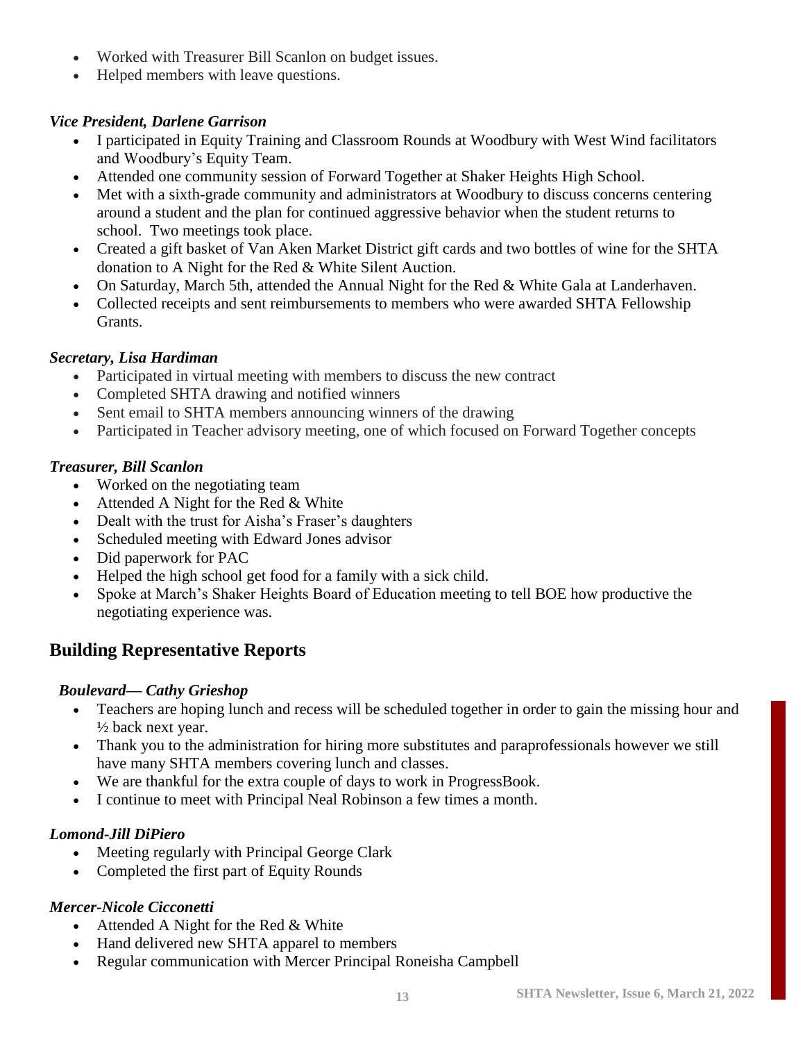- Worked with Treasurer Bill Scanlon on budget issues.
- Helped members with leave questions.

*Vice President, Darlene Garrison*

- I participated in Equity Training and Classroom Rounds at Woodbury with West Wind facilitators and Woodbury's Equity Team.
- Attended one community session of Forward Together at Shaker Heights High School.
- Met with a sixth-grade community and administrators at Woodbury to discuss concerns centering around a student and the plan for continued aggressive behavior when the student returns to school. Two meetings took place.
- Created a gift basket of Van Aken Market District gift cards and two bottles of wine for the SHTA donation to A Night for the Red & White Silent Auction.
- On Saturday, March 5th, attended the Annual Night for the Red & White Gala at Landerhaven.
- Collected receipts and sent reimbursements to members who were awarded SHTA Fellowship Grants.

*Secretary, Lisa Hardiman*

- Participated in virtual meeting with members to discuss the new contract
- Completed SHTA drawing and notified winners
- Sent email to SHTA members announcing winners of the drawing
- Participated in Teacher advisory meeting, one of which focused on Forward Together concepts

*Treasurer, Bill Scanlon*

- Worked on the negotiating team
- Attended A Night for the Red & White
- Dealt with the trust for Aisha's Fraser's daughters
- Scheduled meeting with Edward Jones advisor
- Did paperwork for PAC
- Helped the high school get food for a family with a sick child.
- Spoke at March's Shaker Heights Board of Education meeting to tell BOE how productive the negotiating experience was.

## Building Representative Reports

*Boulevard— Cathy Grieshop*

- Teachers are hoping lunch and recess will be scheduled together in order to gain the missing hour and ½ back next year.
- Thank you to the administration for hiring more substitutes and paraprofessionals however we still have many SHTA members covering lunch and classes.
- We are thankful for the extra couple of days to work in ProgressBook.
- I continue to meet with Principal Neal Robinson a few times a month.

*Lomond-Jill DiPiero*

- Meeting regularly with Principal George Clark
- Completed the first part of Equity Rounds

*Mercer-Nicole Cicconetti*

- Attended A Night for the Red & White
- Hand delivered new SHTA apparel to members
- Regular communication with Mercer Principal Roneisha Campbell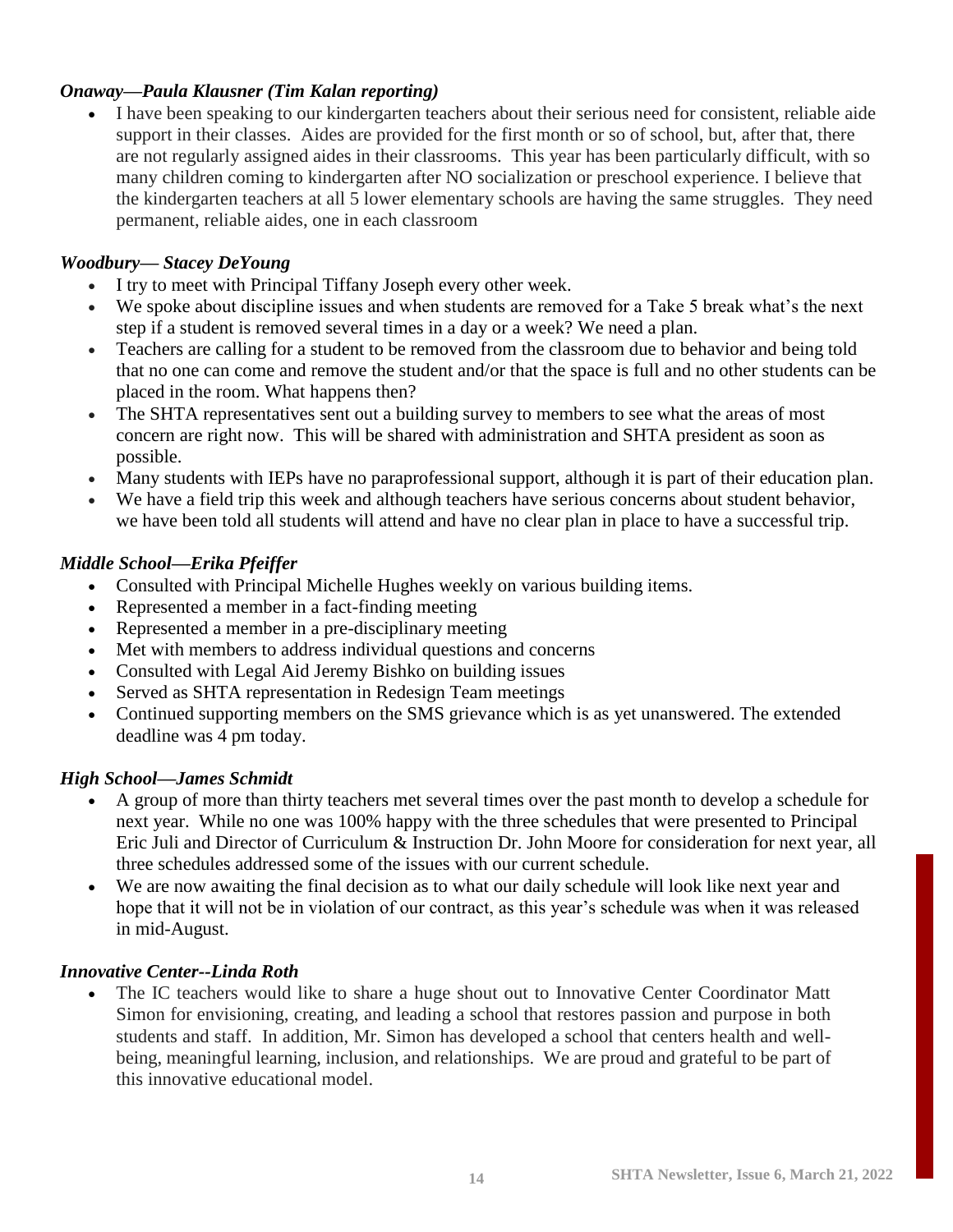***Onaway—Paula Klausner (Tim Kalan reporting)***

- I have been speaking to our kindergarten teachers about their serious need for consistent, reliable aide support in their classes. Aides are provided for the first month or so of school, but, after that, there are not regularly assigned aides in their classrooms. This year has been particularly difficult, with so many children coming to kindergarten after NO socialization or preschool experience. I believe that the kindergarten teachers at all 5 lower elementary schools are having the same struggles. They need permanent, reliable aides, one in each classroom

***Woodbury— Stacey DeYoung***

- I try to meet with Principal Tiffany Joseph every other week.
- We spoke about discipline issues and when students are removed for a Take 5 break what's the next step if a student is removed several times in a day or a week? We need a plan.
- Teachers are calling for a student to be removed from the classroom due to behavior and being told that no one can come and remove the student and/or that the space is full and no other students can be placed in the room. What happens then?
- The SHTA representatives sent out a building survey to members to see what the areas of most concern are right now. This will be shared with administration and SHTA president as soon as possible.
- Many students with IEPs have no paraprofessional support, although it is part of their education plan.
- We have a field trip this week and although teachers have serious concerns about student behavior, we have been told all students will attend and have no clear plan in place to have a successful trip.

***Middle School—Erika Pfeiffer***

- Consulted with Principal Michelle Hughes weekly on various building items.
- Represented a member in a fact-finding meeting
- Represented a member in a pre-disciplinary meeting
- Met with members to address individual questions and concerns
- Consulted with Legal Aid Jeremy Bishko on building issues
- Served as SHTA representation in Redesign Team meetings
- Continued supporting members on the SMS grievance which is as yet unanswered. The extended deadline was 4 pm today.

***High School—James Schmidt***

- A group of more than thirty teachers met several times over the past month to develop a schedule for next year. While no one was 100% happy with the three schedules that were presented to Principal Eric Juli and Director of Curriculum & Instruction Dr. John Moore for consideration for next year, all three schedules addressed some of the issues with our current schedule.
- We are now awaiting the final decision as to what our daily schedule will look like next year and hope that it will not be in violation of our contract, as this year's schedule was when it was released in mid-August.

***Innovative Center--Linda Roth***

- The IC teachers would like to share a huge shout out to Innovative Center Coordinator Matt Simon for envisioning, creating, and leading a school that restores passion and purpose in both students and staff. In addition, Mr. Simon has developed a school that centers health and well-being, meaningful learning, inclusion, and relationships. We are proud and grateful to be part of this innovative educational model.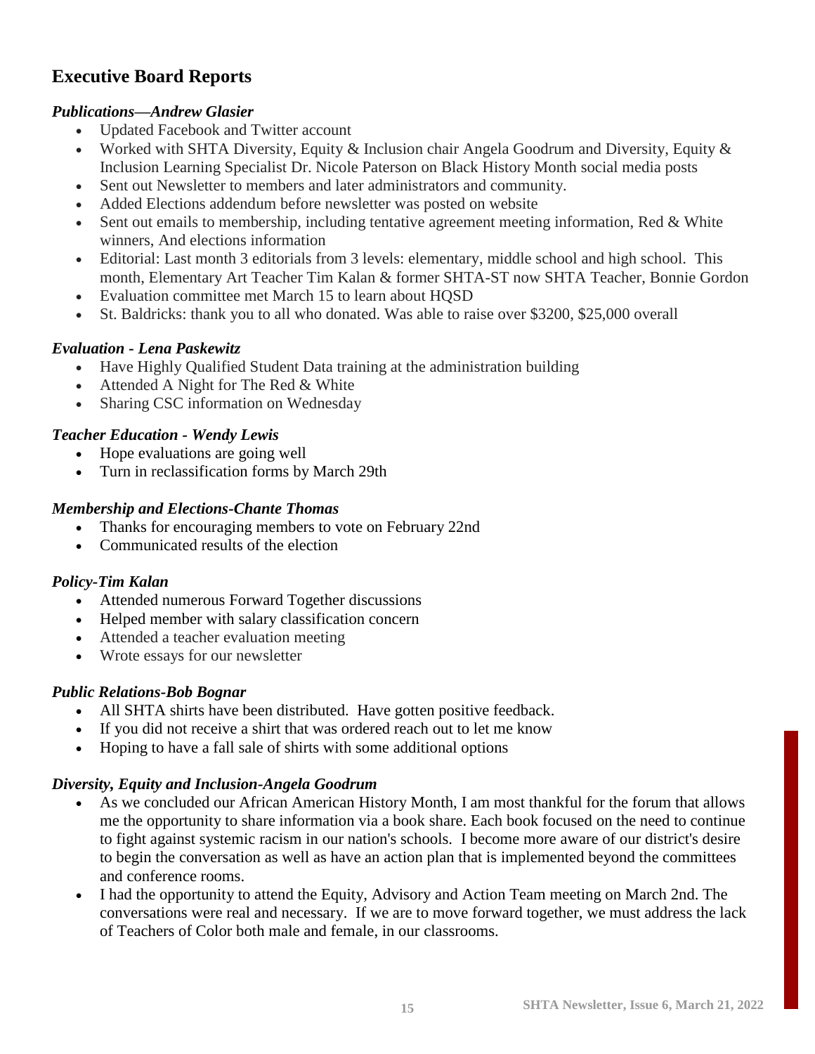## Executive Board Reports

### *Publications—Andrew Glasier*

- Updated Facebook and Twitter account
- Worked with SHTA Diversity, Equity & Inclusion chair Angela Goodrum and Diversity, Equity & Inclusion Learning Specialist Dr. Nicole Paterson on Black History Month social media posts
- Sent out Newsletter to members and later administrators and community.
- Added Elections addendum before newsletter was posted on website
- Sent out emails to membership, including tentative agreement meeting information, Red & White winners, And elections information
- Editorial: Last month 3 editorials from 3 levels: elementary, middle school and high school. This month, Elementary Art Teacher Tim Kalan & former SHTA-ST now SHTA Teacher, Bonnie Gordon
- Evaluation committee met March 15 to learn about HQSD
- St. Baldricks: thank you to all who donated. Was able to raise over $3200, $25,000 overall

### *Evaluation - Lena Paskewitz*

- Have Highly Qualified Student Data training at the administration building
- Attended A Night for The Red & White
- Sharing CSC information on Wednesday

### *Teacher Education - Wendy Lewis*

- Hope evaluations are going well
- Turn in reclassification forms by March 29th

### *Membership and Elections-Chante Thomas*

- Thanks for encouraging members to vote on February 22nd
- Communicated results of the election

### *Policy-Tim Kalan*

- Attended numerous Forward Together discussions
- Helped member with salary classification concern
- Attended a teacher evaluation meeting
- Wrote essays for our newsletter

### *Public Relations-Bob Bognar*

- All SHTA shirts have been distributed. Have gotten positive feedback.
- If you did not receive a shirt that was ordered reach out to let me know
- Hoping to have a fall sale of shirts with some additional options

### *Diversity, Equity and Inclusion-Angela Goodrum*

- As we concluded our African American History Month, I am most thankful for the forum that allows me the opportunity to share information via a book share. Each book focused on the need to continue to fight against systemic racism in our nation's schools. I become more aware of our district's desire to begin the conversation as well as have an action plan that is implemented beyond the committees and conference rooms.
- I had the opportunity to attend the Equity, Advisory and Action Team meeting on March 2nd. The conversations were real and necessary. If we are to move forward together, we must address the lack of Teachers of Color both male and female, in our classrooms.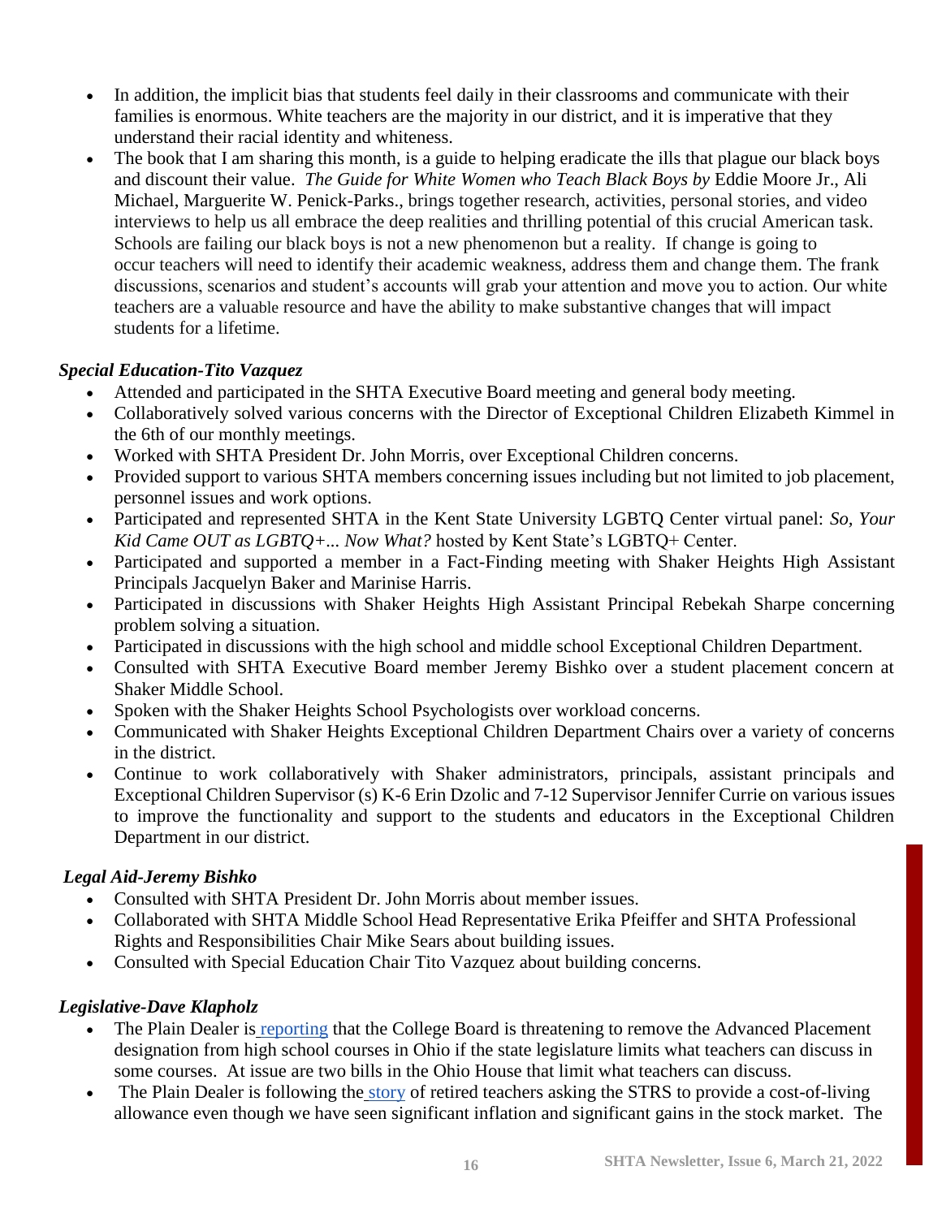- In addition, the implicit bias that students feel daily in their classrooms and communicate with their families is enormous. White teachers are the majority in our district, and it is imperative that they understand their racial identity and whiteness.
- The book that I am sharing this month, is a guide to helping eradicate the ills that plague our black boys and discount their value. *The Guide for White Women who Teach Black Boys by* Eddie Moore Jr., Ali Michael, Marguerite W. Penick-Parks., brings together research, activities, personal stories, and video interviews to help us all embrace the deep realities and thrilling potential of this crucial American task. Schools are failing our black boys is not a new phenomenon but a reality. If change is going to occur teachers will need to identify their academic weakness, address them and change them. The frank discussions, scenarios and student's accounts will grab your attention and move you to action. Our white teachers are a valuable resource and have the ability to make substantive changes that will impact students for a lifetime.

***Special Education-Tito Vazquez***

- Attended and participated in the SHTA Executive Board meeting and general body meeting.
- Collaboratively solved various concerns with the Director of Exceptional Children Elizabeth Kimmel in the 6th of our monthly meetings.
- Worked with SHTA President Dr. John Morris, over Exceptional Children concerns.
- Provided support to various SHTA members concerning issues including but not limited to job placement, personnel issues and work options.
- Participated and represented SHTA in the Kent State University LGBTQ Center virtual panel: *So, Your Kid Came OUT as LGBTQ+... Now What?* hosted by Kent State's LGBTQ+ Center.
- Participated and supported a member in a Fact-Finding meeting with Shaker Heights High Assistant Principals Jacquelyn Baker and Marinise Harris.
- Participated in discussions with Shaker Heights High Assistant Principal Rebekah Sharpe concerning problem solving a situation.
- Participated in discussions with the high school and middle school Exceptional Children Department.
- Consulted with SHTA Executive Board member Jeremy Bishko over a student placement concern at Shaker Middle School.
- Spoken with the Shaker Heights School Psychologists over workload concerns.
- Communicated with Shaker Heights Exceptional Children Department Chairs over a variety of concerns in the district.
- Continue to work collaboratively with Shaker administrators, principals, assistant principals and Exceptional Children Supervisor (s) K-6 Erin Dzolic and 7-12 Supervisor Jennifer Currie on various issues to improve the functionality and support to the students and educators in the Exceptional Children Department in our district.

***Legal Aid-Jeremy Bishko***

- Consulted with SHTA President Dr. John Morris about member issues.
- Collaborated with SHTA Middle School Head Representative Erika Pfeiffer and SHTA Professional Rights and Responsibilities Chair Mike Sears about building issues.
- Consulted with Special Education Chair Tito Vazquez about building concerns.

***Legislative-Dave Klapholz***

- The Plain Dealer is reporting that the College Board is threatening to remove the Advanced Placement designation from high school courses in Ohio if the state legislature limits what teachers can discuss in some courses. At issue are two bills in the Ohio House that limit what teachers can discuss.
- The Plain Dealer is following the story of retired teachers asking the STRS to provide a cost-of-living allowance even though we have seen significant inflation and significant gains in the stock market. The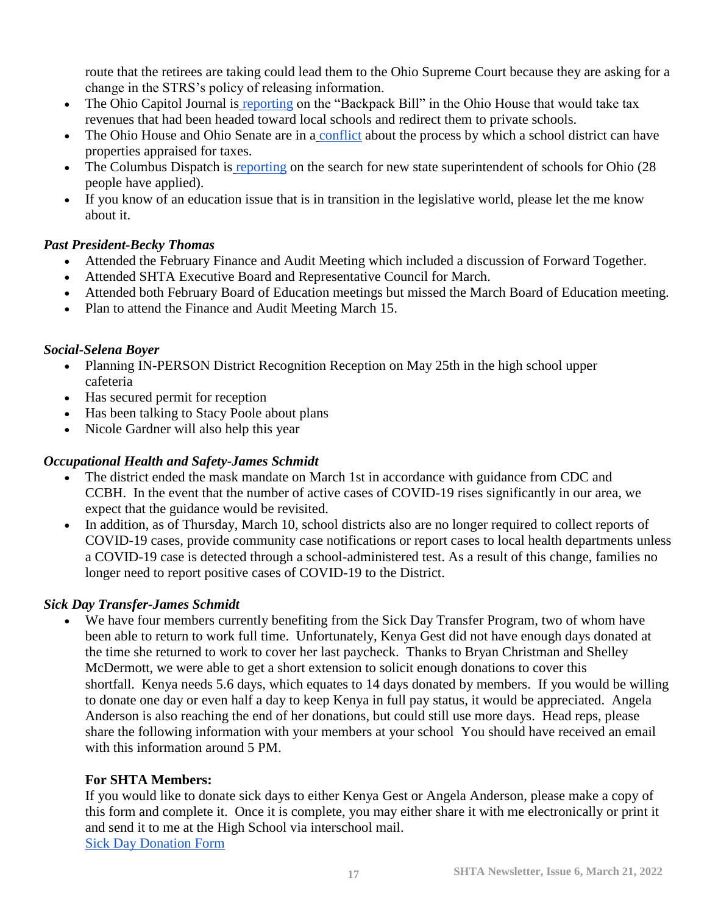route that the retirees are taking could lead them to the Ohio Supreme Court because they are asking for a change in the STRS's policy of releasing information.

- The Ohio Capitol Journal is reporting on the "Backpack Bill" in the Ohio House that would take tax revenues that had been headed toward local schools and redirect them to private schools.
- The Ohio House and Ohio Senate are in a conflict about the process by which a school district can have properties appraised for taxes.
- The Columbus Dispatch is reporting on the search for new state superintendent of schools for Ohio (28 people have applied).
- If you know of an education issue that is in transition in the legislative world, please let the me know about it.

### *Past President-Becky Thomas*

- Attended the February Finance and Audit Meeting which included a discussion of Forward Together.
- Attended SHTA Executive Board and Representative Council for March.
- Attended both February Board of Education meetings but missed the March Board of Education meeting.
- Plan to attend the Finance and Audit Meeting March 15.

### *Social-Selena Boyer*

- Planning IN-PERSON District Recognition Reception on May 25th in the high school upper cafeteria
- Has secured permit for reception
- Has been talking to Stacy Poole about plans
- Nicole Gardner will also help this year

### *Occupational Health and Safety-James Schmidt*

- The district ended the mask mandate on March 1st in accordance with guidance from CDC and CCBH. In the event that the number of active cases of COVID-19 rises significantly in our area, we expect that the guidance would be revisited.
- In addition, as of Thursday, March 10, school districts also are no longer required to collect reports of COVID-19 cases, provide community case notifications or report cases to local health departments unless a COVID-19 case is detected through a school-administered test. As a result of this change, families no longer need to report positive cases of COVID-19 to the District.

### *Sick Day Transfer-James Schmidt*

- We have four members currently benefiting from the Sick Day Transfer Program, two of whom have been able to return to work full time. Unfortunately, Kenya Gest did not have enough days donated at the time she returned to work to cover her last paycheck. Thanks to Bryan Christman and Shelley McDermott, we were able to get a short extension to solicit enough donations to cover this shortfall. Kenya needs 5.6 days, which equates to 14 days donated by members. If you would be willing to donate one day or even half a day to keep Kenya in full pay status, it would be appreciated. Angela Anderson is also reaching the end of her donations, but could still use more days. Head reps, please share the following information with your members at your school You should have received an email with this information around 5 PM.

  **For SHTA Members:**

  If you would like to donate sick days to either Kenya Gest or Angela Anderson, please make a copy of this form and complete it. Once it is complete, you may either share it with me electronically or print it and send it to me at the High School via interschool mail.

  Sick Day Donation Form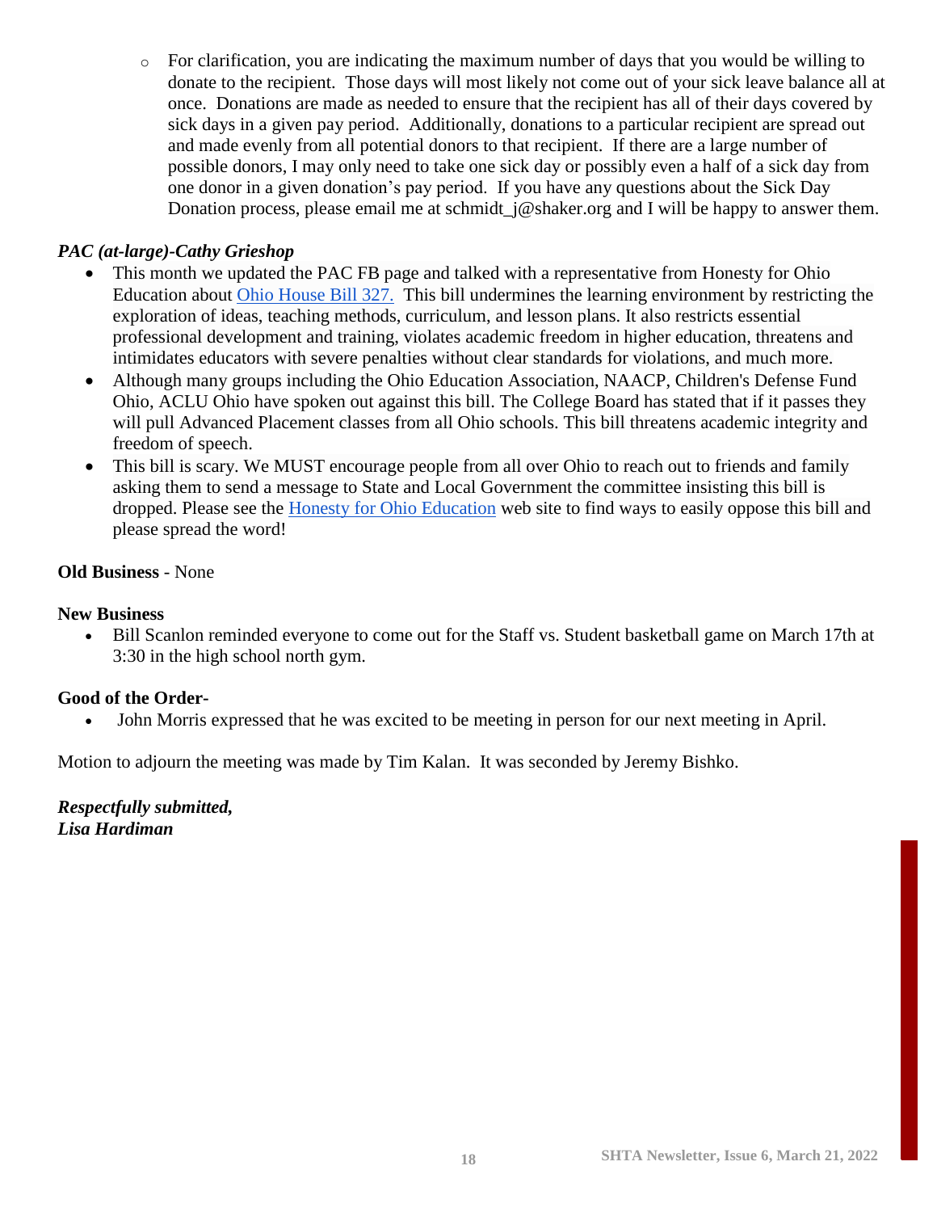- For clarification, you are indicating the maximum number of days that you would be willing to donate to the recipient. Those days will most likely not come out of your sick leave balance all at once. Donations are made as needed to ensure that the recipient has all of their days covered by sick days in a given pay period. Additionally, donations to a particular recipient are spread out and made evenly from all potential donors to that recipient. If there are a large number of possible donors, I may only need to take one sick day or possibly even a half of a sick day from one donor in a given donation's pay period. If you have any questions about the Sick Day Donation process, please email me at schmidt_j@shaker.org and I will be happy to answer them.

***PAC (at-large)-Cathy Grieshop***

- This month we updated the PAC FB page and talked with a representative from Honesty for Ohio Education about Ohio House Bill 327. This bill undermines the learning environment by restricting the exploration of ideas, teaching methods, curriculum, and lesson plans. It also restricts essential professional development and training, violates academic freedom in higher education, threatens and intimidates educators with severe penalties without clear standards for violations, and much more.
- Although many groups including the Ohio Education Association, NAACP, Children's Defense Fund Ohio, ACLU Ohio have spoken out against this bill. The College Board has stated that if it passes they will pull Advanced Placement classes from all Ohio schools. This bill threatens academic integrity and freedom of speech.
- This bill is scary. We MUST encourage people from all over Ohio to reach out to friends and family asking them to send a message to State and Local Government the committee insisting this bill is dropped. Please see the Honesty for Ohio Education web site to find ways to easily oppose this bill and please spread the word!

**Old Business** - None

**New Business**

- Bill Scanlon reminded everyone to come out for the Staff vs. Student basketball game on March 17th at 3:30 in the high school north gym.

**Good of the Order-**

- John Morris expressed that he was excited to be meeting in person for our next meeting in April.

Motion to adjourn the meeting was made by Tim Kalan. It was seconded by Jeremy Bishko.

***Respectfully submitted,***
***Lisa Hardiman***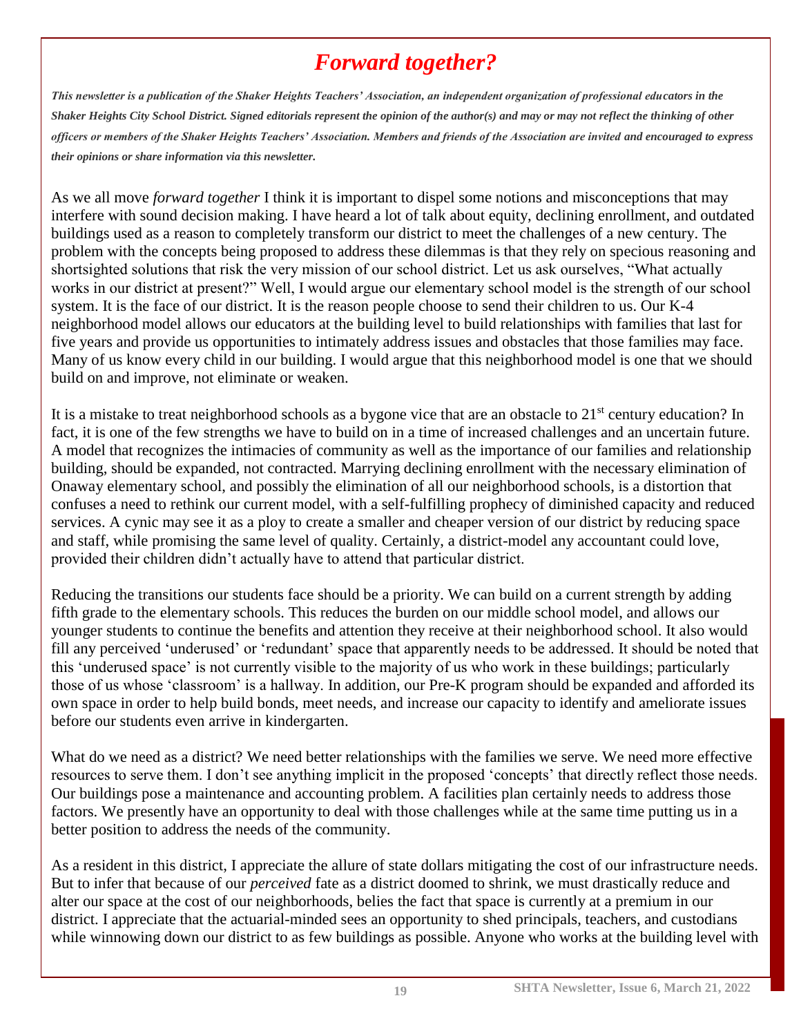# *Forward together?*

***This newsletter is a publication of the Shaker Heights Teachers' Association, an independent organization of professional educators in the Shaker Heights City School District. Signed editorials represent the opinion of the author(s) and may or may not reflect the thinking of other officers or members of the Shaker Heights Teachers' Association. Members and friends of the Association are invited and encouraged to express their opinions or share information via this newsletter.***

As we all move *forward together* I think it is important to dispel some notions and misconceptions that may interfere with sound decision making. I have heard a lot of talk about equity, declining enrollment, and outdated buildings used as a reason to completely transform our district to meet the challenges of a new century. The problem with the concepts being proposed to address these dilemmas is that they rely on specious reasoning and shortsighted solutions that risk the very mission of our school district. Let us ask ourselves, "What actually works in our district at present?" Well, I would argue our elementary school model is the strength of our school system. It is the face of our district. It is the reason people choose to send their children to us. Our K-4 neighborhood model allows our educators at the building level to build relationships with families that last for five years and provide us opportunities to intimately address issues and obstacles that those families may face. Many of us know every child in our building. I would argue that this neighborhood model is one that we should build on and improve, not eliminate or weaken.

It is a mistake to treat neighborhood schools as a bygone vice that are an obstacle to 21st century education? In fact, it is one of the few strengths we have to build on in a time of increased challenges and an uncertain future. A model that recognizes the intimacies of community as well as the importance of our families and relationship building, should be expanded, not contracted. Marrying declining enrollment with the necessary elimination of Onaway elementary school, and possibly the elimination of all our neighborhood schools, is a distortion that confuses a need to rethink our current model, with a self-fulfilling prophecy of diminished capacity and reduced services. A cynic may see it as a ploy to create a smaller and cheaper version of our district by reducing space and staff, while promising the same level of quality. Certainly, a district-model any accountant could love, provided their children didn't actually have to attend that particular district.

Reducing the transitions our students face should be a priority. We can build on a current strength by adding fifth grade to the elementary schools. This reduces the burden on our middle school model, and allows our younger students to continue the benefits and attention they receive at their neighborhood school. It also would fill any perceived 'underused' or 'redundant' space that apparently needs to be addressed. It should be noted that this 'underused space' is not currently visible to the majority of us who work in these buildings; particularly those of us whose 'classroom' is a hallway. In addition, our Pre-K program should be expanded and afforded its own space in order to help build bonds, meet needs, and increase our capacity to identify and ameliorate issues before our students even arrive in kindergarten.

What do we need as a district? We need better relationships with the families we serve. We need more effective resources to serve them. I don't see anything implicit in the proposed 'concepts' that directly reflect those needs. Our buildings pose a maintenance and accounting problem. A facilities plan certainly needs to address those factors. We presently have an opportunity to deal with those challenges while at the same time putting us in a better position to address the needs of the community.

As a resident in this district, I appreciate the allure of state dollars mitigating the cost of our infrastructure needs. But to infer that because of our *perceived* fate as a district doomed to shrink, we must drastically reduce and alter our space at the cost of our neighborhoods, belies the fact that space is currently at a premium in our district. I appreciate that the actuarial-minded sees an opportunity to shed principals, teachers, and custodians while winnowing down our district to as few buildings as possible. Anyone who works at the building level with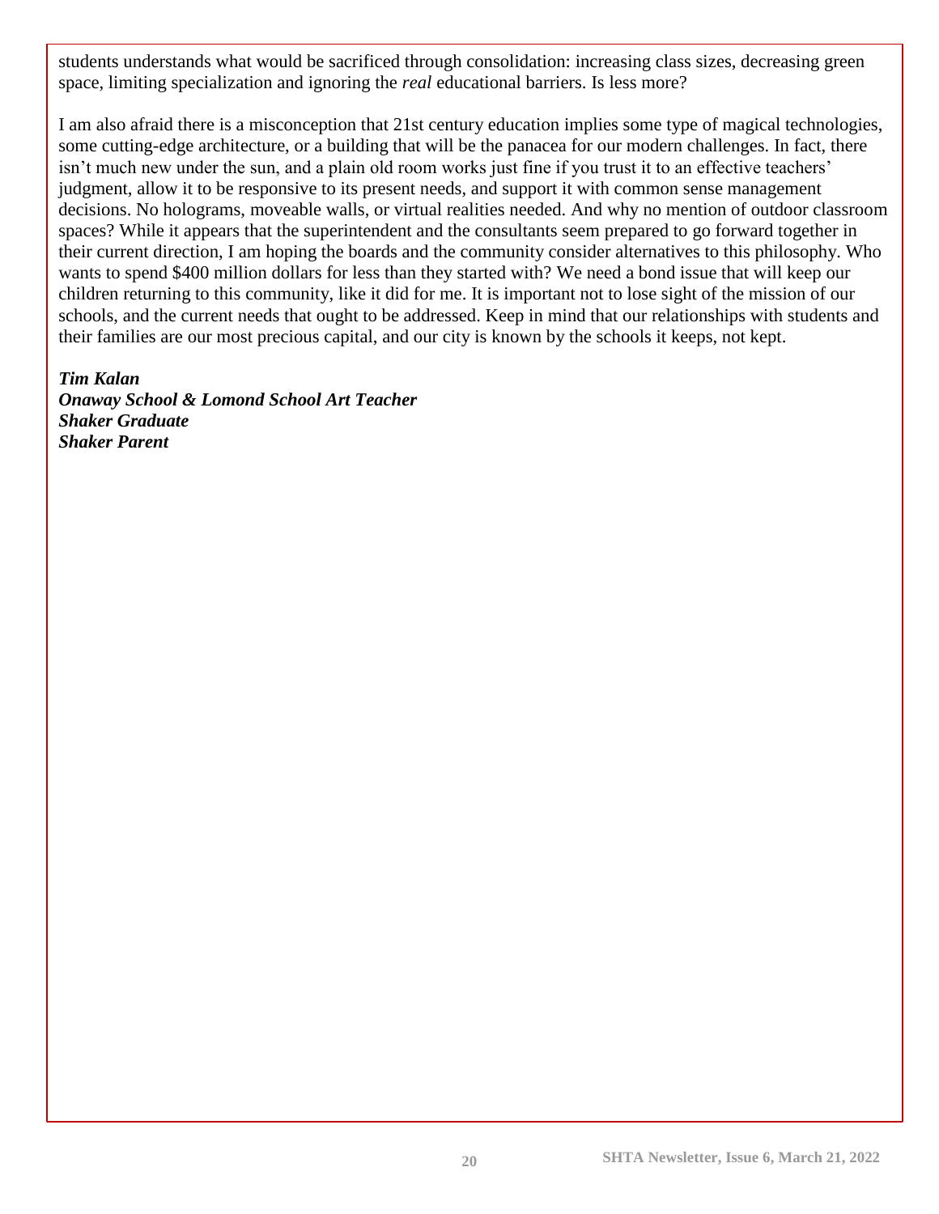students understands what would be sacrificed through consolidation: increasing class sizes, decreasing green space, limiting specialization and ignoring the *real* educational barriers. Is less more?

I am also afraid there is a misconception that 21st century education implies some type of magical technologies, some cutting-edge architecture, or a building that will be the panacea for our modern challenges. In fact, there isn't much new under the sun, and a plain old room works just fine if you trust it to an effective teachers' judgment, allow it to be responsive to its present needs, and support it with common sense management decisions. No holograms, moveable walls, or virtual realities needed. And why no mention of outdoor classroom spaces? While it appears that the superintendent and the consultants seem prepared to go forward together in their current direction, I am hoping the boards and the community consider alternatives to this philosophy. Who wants to spend $400 million dollars for less than they started with? We need a bond issue that will keep our children returning to this community, like it did for me. It is important not to lose sight of the mission of our schools, and the current needs that ought to be addressed. Keep in mind that our relationships with students and their families are our most precious capital, and our city is known by the schools it keeps, not kept.

***Tim Kalan***
***Onaway School & Lomond School Art Teacher***
***Shaker Graduate***
***Shaker Parent***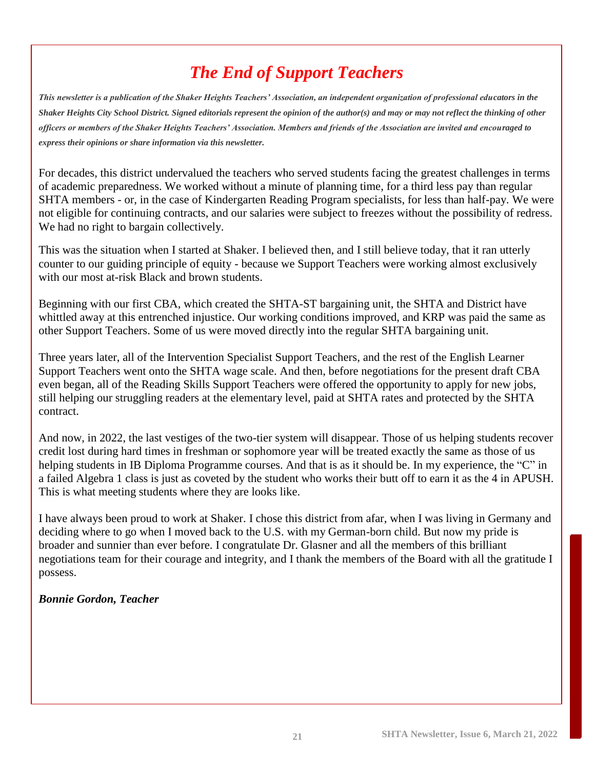# *The End of Support Teachers*

***This newsletter is a publication of the Shaker Heights Teachers' Association, an independent organization of professional educators in the Shaker Heights City School District. Signed editorials represent the opinion of the author(s) and may or may not reflect the thinking of other officers or members of the Shaker Heights Teachers' Association. Members and friends of the Association are invited and encouraged to express their opinions or share information via this newsletter.***

For decades, this district undervalued the teachers who served students facing the greatest challenges in terms of academic preparedness. We worked without a minute of planning time, for a third less pay than regular SHTA members - or, in the case of Kindergarten Reading Program specialists, for less than half-pay. We were not eligible for continuing contracts, and our salaries were subject to freezes without the possibility of redress. We had no right to bargain collectively.

This was the situation when I started at Shaker. I believed then, and I still believe today, that it ran utterly counter to our guiding principle of equity - because we Support Teachers were working almost exclusively with our most at-risk Black and brown students.

Beginning with our first CBA, which created the SHTA-ST bargaining unit, the SHTA and District have whittled away at this entrenched injustice. Our working conditions improved, and KRP was paid the same as other Support Teachers. Some of us were moved directly into the regular SHTA bargaining unit.

Three years later, all of the Intervention Specialist Support Teachers, and the rest of the English Learner Support Teachers went onto the SHTA wage scale. And then, before negotiations for the present draft CBA even began, all of the Reading Skills Support Teachers were offered the opportunity to apply for new jobs, still helping our struggling readers at the elementary level, paid at SHTA rates and protected by the SHTA contract.

And now, in 2022, the last vestiges of the two-tier system will disappear. Those of us helping students recover credit lost during hard times in freshman or sophomore year will be treated exactly the same as those of us helping students in IB Diploma Programme courses. And that is as it should be. In my experience, the "C" in a failed Algebra 1 class is just as coveted by the student who works their butt off to earn it as the 4 in APUSH. This is what meeting students where they are looks like.

I have always been proud to work at Shaker. I chose this district from afar, when I was living in Germany and deciding where to go when I moved back to the U.S. with my German-born child. But now my pride is broader and sunnier than ever before. I congratulate Dr. Glasner and all the members of this brilliant negotiations team for their courage and integrity, and I thank the members of the Board with all the gratitude I possess.

***Bonnie Gordon, Teacher***